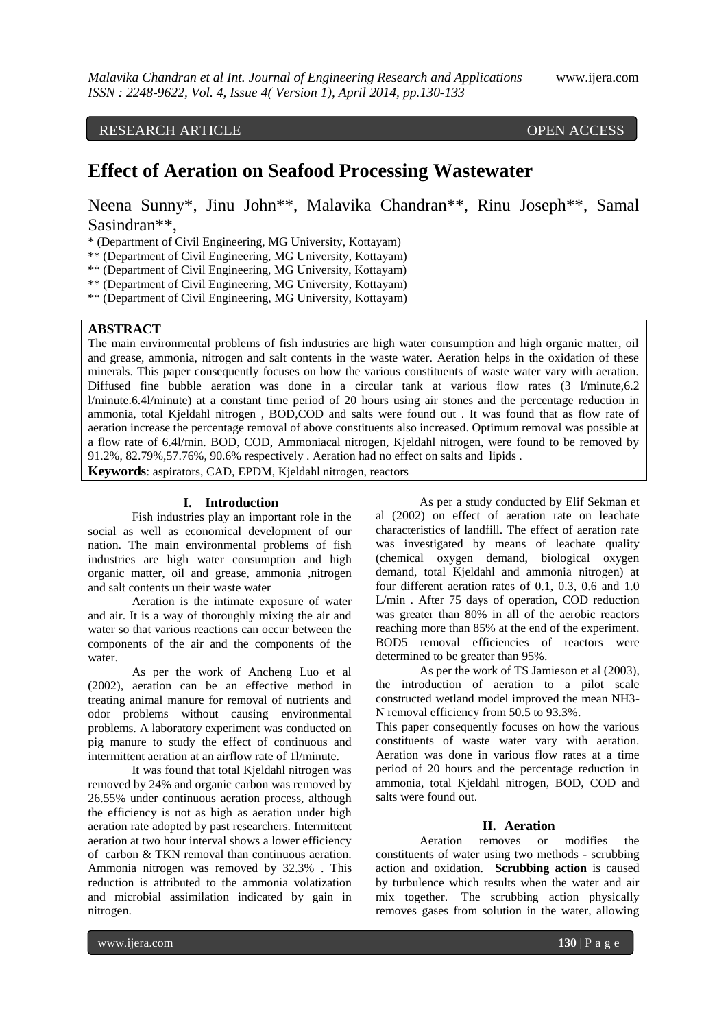RESEARCH ARTICLE OPEN ACCESS

# Effect of Aeration on Seafood Processing Wastewater

Neena Sunny*, Jinu John**, Malavika Chandran**, Rinu Joseph**, Samal Sasindran**,

* (Department of Civil Engineering, MG University, Kottayam)
** (Department of Civil Engineering, MG University, Kottayam)
** (Department of Civil Engineering, MG University, Kottayam)
** (Department of Civil Engineering, MG University, Kottayam)
** (Department of Civil Engineering, MG University, Kottayam)

## ABSTRACT

The main environmental problems of fish industries are high water consumption and high organic matter, oil and grease, ammonia, nitrogen and salt contents in the waste water. Aeration helps in the oxidation of these minerals. This paper consequently focuses on how the various constituents of waste water vary with aeration. Diffused fine bubble aeration was done in a circular tank at various flow rates (3 l/minute,6.2 l/minute.6.4l/minute) at a constant time period of 20 hours using air stones and the percentage reduction in ammonia, total Kjeldahl nitrogen , BOD,COD and salts were found out . It was found that as flow rate of aeration increase the percentage removal of above constituents also increased. Optimum removal was possible at a flow rate of 6.4l/min. BOD, COD, Ammoniacal nitrogen, Kjeldahl nitrogen, were found to be removed by 91.2%, 82.79%,57.76%, 90.6% respectively . Aeration had no effect on salts and lipids .

**Keywords**: aspirators, CAD, EPDM, Kjeldahl nitrogen, reactors

## I. Introduction

Fish industries play an important role in the social as well as economical development of our nation. The main environmental problems of fish industries are high water consumption and high organic matter, oil and grease, ammonia ,nitrogen and salt contents un their waste water

Aeration is the intimate exposure of water and air. It is a way of thoroughly mixing the air and water so that various reactions can occur between the components of the air and the components of the water.

As per the work of Ancheng Luo et al (2002), aeration can be an effective method in treating animal manure for removal of nutrients and odor problems without causing environmental problems. A laboratory experiment was conducted on pig manure to study the effect of continuous and intermittent aeration at an airflow rate of 1l/minute.

It was found that total Kjeldahl nitrogen was removed by 24% and organic carbon was removed by 26.55% under continuous aeration process, although the efficiency is not as high as aeration under high aeration rate adopted by past researchers. Intermittent aeration at two hour interval shows a lower efficiency of carbon & TKN removal than continuous aeration. Ammonia nitrogen was removed by 32.3% . This reduction is attributed to the ammonia volatization and microbial assimilation indicated by gain in nitrogen.

As per a study conducted by Elif Sekman et al (2002) on effect of aeration rate on leachate characteristics of landfill. The effect of aeration rate was investigated by means of leachate quality (chemical oxygen demand, biological oxygen demand, total Kjeldahl and ammonia nitrogen) at four different aeration rates of 0.1, 0.3, 0.6 and 1.0 L/min . After 75 days of operation, COD reduction was greater than 80% in all of the aerobic reactors reaching more than 85% at the end of the experiment. BOD5 removal efficiencies of reactors were determined to be greater than 95%.

As per the work of TS Jamieson et al (2003), the introduction of aeration to a pilot scale constructed wetland model improved the mean $NH_3$-N removal efficiency from 50.5 to 93.3%.

This paper consequently focuses on how the various constituents of waste water vary with aeration. Aeration was done in various flow rates at a time period of 20 hours and the percentage reduction in ammonia, total Kjeldahl nitrogen, BOD, COD and salts were found out.

## II. Aeration

Aeration removes or modifies the constituents of water using two methods - scrubbing action and oxidation. **Scrubbing action** is caused by turbulence which results when the water and air mix together. The scrubbing action physically removes gases from solution in the water, allowing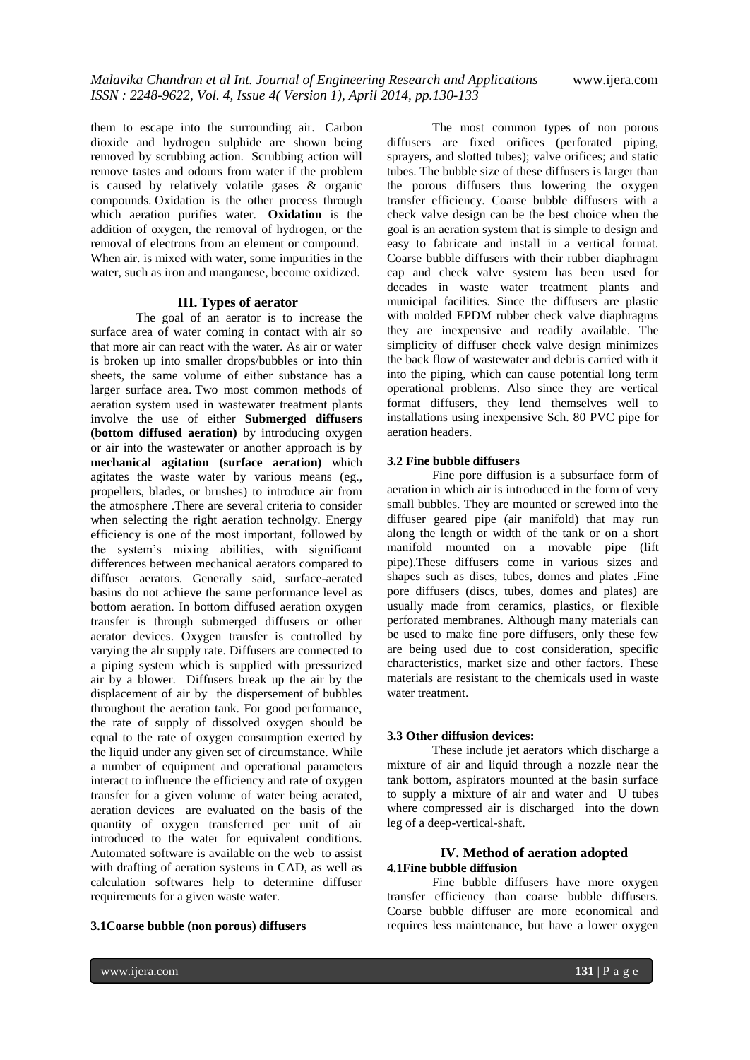them to escape into the surrounding air. Carbon dioxide and hydrogen sulphide are shown being removed by scrubbing action. Scrubbing action will remove tastes and odours from water if the problem is caused by relatively volatile gases & organic compounds. Oxidation is the other process through which aeration purifies water. **Oxidation** is the addition of oxygen, the removal of hydrogen, or the removal of electrons from an element or compound. When air. is mixed with water, some impurities in the water, such as iron and manganese, become oxidized.

## III. Types of aerator

The goal of an aerator is to increase the surface area of water coming in contact with air so that more air can react with the water. As air or water is broken up into smaller drops/bubbles or into thin sheets, the same volume of either substance has a larger surface area. Two most common methods of aeration system used in wastewater treatment plants involve the use of either **Submerged diffusers (bottom diffused aeration)** by introducing oxygen or air into the wastewater or another approach is by **mechanical agitation (surface aeration)** which agitates the waste water by various means (eg., propellers, blades, or brushes) to introduce air from the atmosphere .There are several criteria to consider when selecting the right aeration technolgy. Energy efficiency is one of the most important, followed by the system's mixing abilities, with significant differences between mechanical aerators compared to diffuser aerators. Generally said, surface-aerated basins do not achieve the same performance level as bottom aeration. In bottom diffused aeration oxygen transfer is through submerged diffusers or other aerator devices. Oxygen transfer is controlled by varying the alr supply rate. Diffusers are connected to a piping system which is supplied with pressurized air by a blower. Diffusers break up the air by the displacement of air by the dispersement of bubbles throughout the aeration tank. For good performance, the rate of supply of dissolved oxygen should be equal to the rate of oxygen consumption exerted by the liquid under any given set of circumstance. While a number of equipment and operational parameters interact to influence the efficiency and rate of oxygen transfer for a given volume of water being aerated, aeration devices are evaluated on the basis of the quantity of oxygen transferred per unit of air introduced to the water for equivalent conditions. Automated software is available on the web to assist with drafting of aeration systems in CAD, as well as calculation softwares help to determine diffuser requirements for a given waste water.

### 3.1Coarse bubble (non porous) diffusers

The most common types of non porous diffusers are fixed orifices (perforated piping, sprayers, and slotted tubes); valve orifices; and static tubes. The bubble size of these diffusers is larger than the porous diffusers thus lowering the oxygen transfer efficiency. Coarse bubble diffusers with a check valve design can be the best choice when the goal is an aeration system that is simple to design and easy to fabricate and install in a vertical format. Coarse bubble diffusers with their rubber diaphragm cap and check valve system has been used for decades in waste water treatment plants and municipal facilities. Since the diffusers are plastic with molded EPDM rubber check valve diaphragms they are inexpensive and readily available. The simplicity of diffuser check valve design minimizes the back flow of wastewater and debris carried with it into the piping, which can cause potential long term operational problems. Also since they are vertical format diffusers, they lend themselves well to installations using inexpensive Sch. 80 PVC pipe for aeration headers.

### 3.2 Fine bubble diffusers

Fine pore diffusion is a subsurface form of aeration in which air is introduced in the form of very small bubbles. They are mounted or screwed into the diffuser geared pipe (air manifold) that may run along the length or width of the tank or on a short manifold mounted on a movable pipe (lift pipe).These diffusers come in various sizes and shapes such as discs, tubes, domes and plates .Fine pore diffusers (discs, tubes, domes and plates) are usually made from ceramics, plastics, or flexible perforated membranes. Although many materials can be used to make fine pore diffusers, only these few are being used due to cost consideration, specific characteristics, market size and other factors. These materials are resistant to the chemicals used in waste water treatment.

### 3.3 Other diffusion devices:

These include jet aerators which discharge a mixture of air and liquid through a nozzle near the tank bottom, aspirators mounted at the basin surface to supply a mixture of air and water and U tubes where compressed air is discharged into the down leg of a deep-vertical-shaft.

## IV. Method of aeration adopted

### 4.1Fine bubble diffusion

Fine bubble diffusers have more oxygen transfer efficiency than coarse bubble diffusers. Coarse bubble diffuser are more economical and requires less maintenance, but have a lower oxygen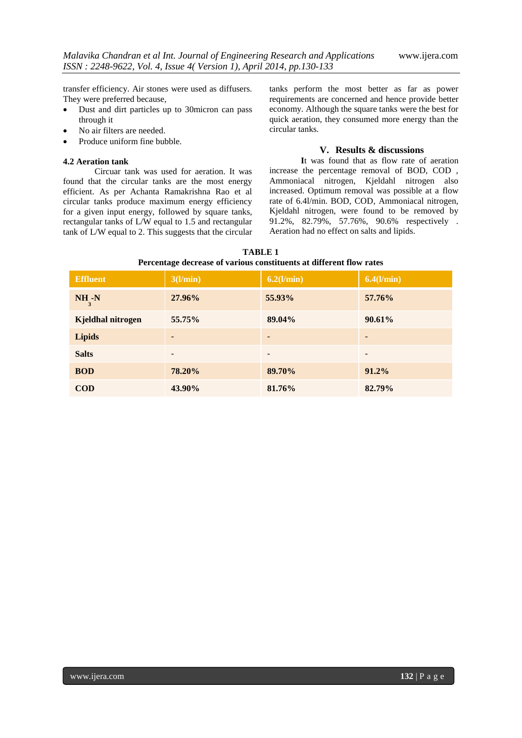transfer efficiency. Air stones were used as diffusers. They were preferred because,

- Dust and dirt particles up to 30micron can pass through it
- No air filters are needed.
- Produce uniform fine bubble.

### 4.2 Aeration tank

Circuar tank was used for aeration. It was found that the circular tanks are the most energy efficient. As per Achanta Ramakrishna Rao et al circular tanks produce maximum energy efficiency for a given input energy, followed by square tanks, rectangular tanks of L/W equal to 1.5 and rectangular tank of L/W equal to 2. This suggests that the circular tanks perform the most better as far as power requirements are concerned and hence provide better economy. Although the square tanks were the best for quick aeration, they consumed more energy than the circular tanks.

## V. Results & discussions

It was found that as flow rate of aeration increase the percentage removal of BOD, COD , Ammoniacal nitrogen, Kjeldahl nitrogen also increased. Optimum removal was possible at a flow rate of 6.4l/min. BOD, COD, Ammoniacal nitrogen, Kjeldahl nitrogen, were found to be removed by 91.2%, 82.79%, 57.76%, 90.6% respectively . Aeration had no effect on salts and lipids.

**TABLE 1**
**Percentage decrease of various constituents at different flow rates**

| Effluent | 3(l/min) | 6.2(l/min) | 6.4(l/min) |
|---|---|---|---|
| $NH_3$-N | 27.96% | 55.93% | 57.76% |
| Kjeldhal nitrogen | 55.75% | 89.04% | 90.61% |
| Lipids | - | - | - |
| Salts | - | - | - |
| BOD | 78.20% | 89.70% | 91.2% |
| COD | 43.90% | 81.76% | 82.79% |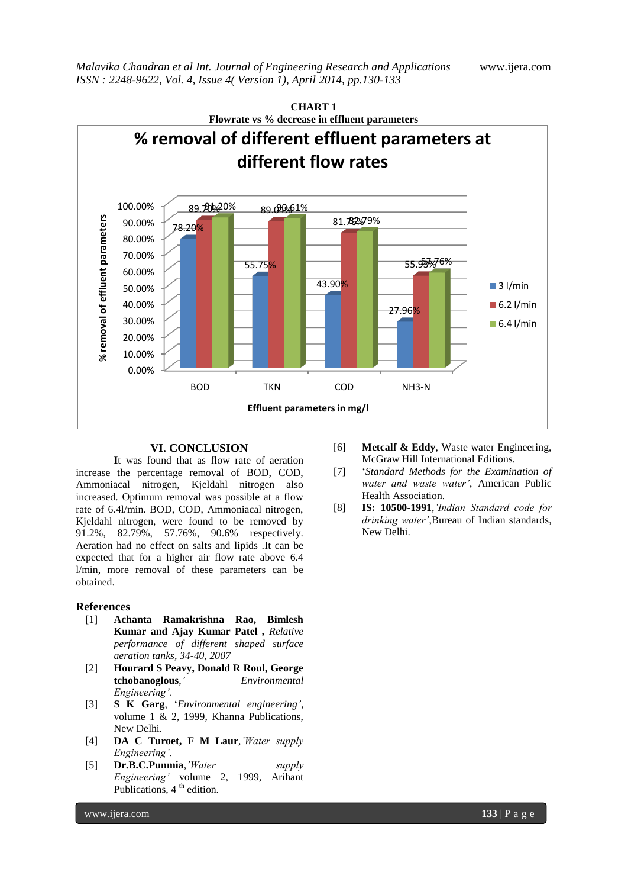**CHART 1**
**Flowrate vs % decrease in effluent parameters**

% removal of different effluent parameters at different flow rates

100.00%
90.00%
80.00%
70.00%
60.00%
50.00%
40.00%
30.00%
20.00%
10.00%
0.00%

% removal of effluent parameters

78.20%
89.70%
91.20%
55.75%
89.04%
90.61%
43.90%
81.76%
82.79%
27.96%
55.93%
57.76%

BOD
TKN
COD
NH3-N

Effluent parameters in mg/l

3 l/min
6.2 l/min
6.4 l/min

## VI. CONCLUSION

**I**t was found that as flow rate of aeration increase the percentage removal of BOD, COD, Ammoniacal nitrogen, Kjeldahl nitrogen also increased. Optimum removal was possible at a flow rate of 6.4l/min. BOD, COD, Ammoniacal nitrogen, Kjeldahl nitrogen, were found to be removed by 91.2%, 82.79%, 57.76%, 90.6% respectively. Aeration had no effect on salts and lipids .It can be expected that for a higher air flow rate above 6.4 l/min, more removal of these parameters can be obtained.

## References

[1] **Achanta Ramakrishna Rao, Bimlesh Kumar and Ajay Kumar Patel ,** *Relative performance of different shaped surface aeration tanks, 34-40, 2007*

[2] **Hourard S Peavy, Donald R Roul, George tchobanoglous**,*' Environmental Engineering'.*

[3] **S K Garg**, '*Environmental engineering'*, volume 1 & 2, 1999, Khanna Publications, New Delhi.

[4] **DA C Turoet, F M Laur**,*'Water supply Engineering'*.

[5] **Dr.B.C.Punmia**,*'Water supply Engineering'* volume 2, 1999, Arihant Publications, 4 th edition.

[6] **Metcalf & Eddy**, Waste water Engineering, McGraw Hill International Editions.

[7] '*Standard Methods for the Examination of water and waste water'*, American Public Health Association.

[8] **IS: 10500-1991**,*'Indian Standard code for drinking water'*,Bureau of Indian standards, New Delhi.